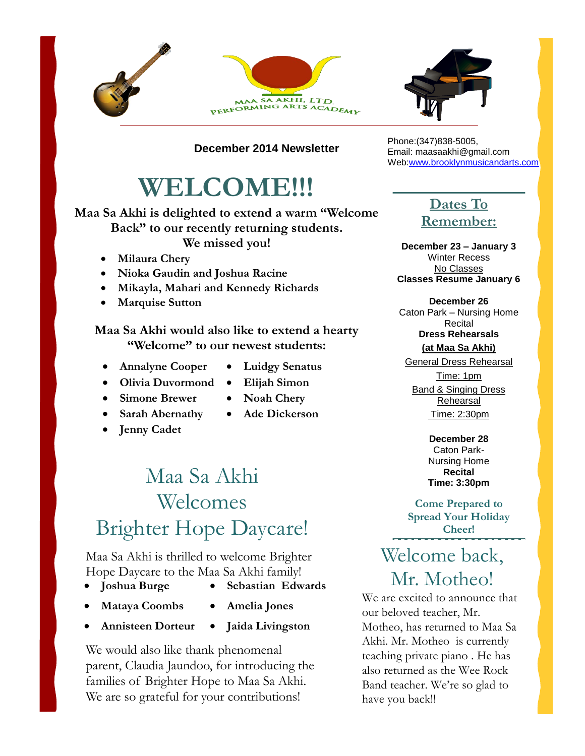MAA SA AKHI, LTD.
PERFORMING ARTS ACADEMY

**December 2014 Newsletter**

Phone:(347)838-5005,
Email: maasaakhi@gmail.com
Web:www.brooklynmusicandarts.com

# WELCOME!!!

**Maa Sa Akhi is delighted to extend a warm "Welcome Back" to our recently returning students. We missed you!**

- **Milaura Chery**
- **Nioka Gaudin and Joshua Racine**
- **Mikayla, Mahari and Kennedy Richards**
- **Marquise Sutton**

**Maa Sa Akhi would also like to extend a hearty "Welcome" to our newest students:**

- **Annalyne Cooper**
- **Olivia Duvormond**
- **Simone Brewer**
- **Sarah Abernathy**
- **Jenny Cadet**
- **Luidgy Senatus**
- **Elijah Simon**
- **Noah Chery**
- **Ade Dickerson**

## Maa Sa Akhi Welcomes Brighter Hope Daycare!

Maa Sa Akhi is thrilled to welcome Brighter Hope Daycare to the Maa Sa Akhi family!

- **Joshua Burge**
- **Mataya Coombs**
- **Annisteen Dorteur**
- **Sebastian Edwards**
- **Amelia Jones**
- **Jaida Livingston**

We would also like thank phenomenal parent, Claudia Jaundoo, for introducing the families of Brighter Hope to Maa Sa Akhi. We are so grateful for your contributions!

## Dates To Remember:

**December 23 – January 3**
Winter Recess
No Classes
**Classes Resume January 6**

**December 26**
Caton Park – Nursing Home Recital
**Dress Rehearsals**
**(at Maa Sa Akhi)**
General Dress Rehearsal
Time: 1pm
Band & Singing Dress Rehearsal
Time: 2:30pm

**December 28**
Caton Park- Nursing Home
**Recital**
**Time: 3:30pm**

**Come Prepared to Spread Your Holiday Cheer!**

## Welcome back, Mr. Motheo!

We are excited to announce that our beloved teacher, Mr. Motheo, has returned to Maa Sa Akhi. Mr. Motheo is currently teaching private piano . He has also returned as the Wee Rock Band teacher. We're so glad to have you back!!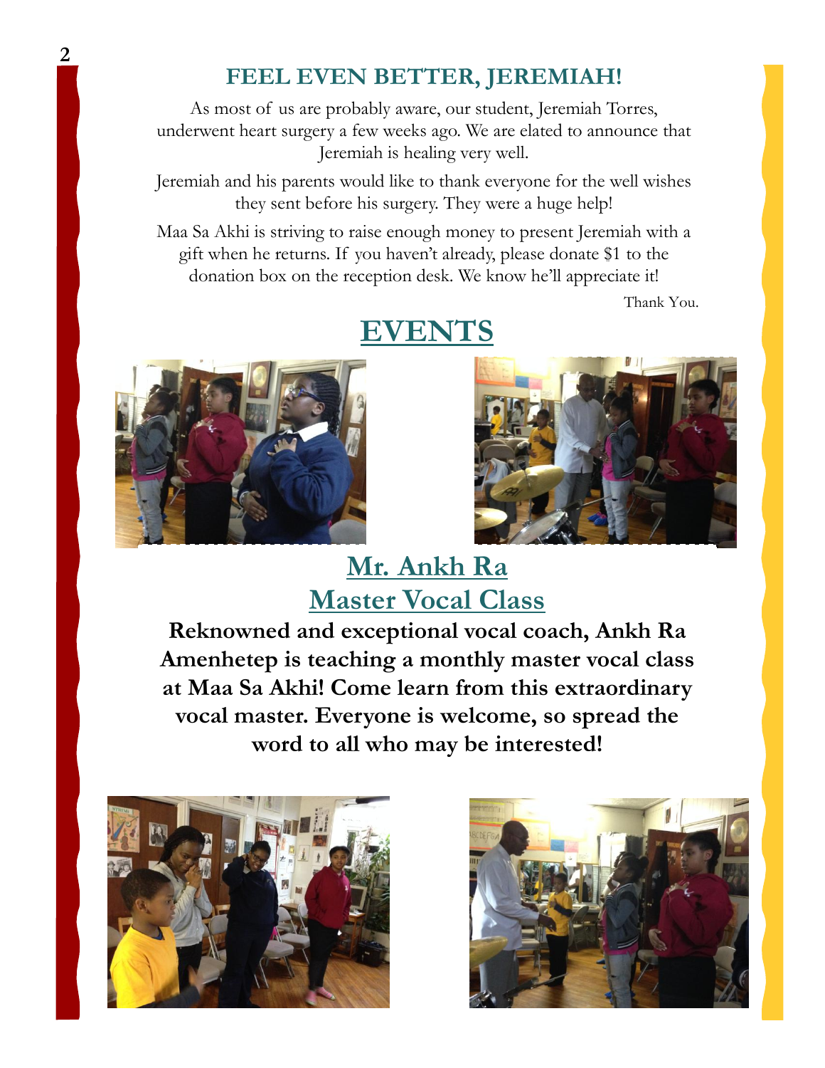## FEEL EVEN BETTER, JEREMIAH!

As most of us are probably aware, our student, Jeremiah Torres, underwent heart surgery a few weeks ago. We are elated to announce that Jeremiah is healing very well.

Jeremiah and his parents would like to thank everyone for the well wishes they sent before his surgery. They were a huge help!

Maa Sa Akhi is striving to raise enough money to present Jeremiah with a gift when he returns. If you haven't already, please donate $1 to the donation box on the reception desk. We know he'll appreciate it!

Thank You.

## EVENTS

## Mr. Ankh Ra Master Vocal Class

**Reknowned and exceptional vocal coach, Ankh Ra Amenhetep is teaching a monthly master vocal class at Maa Sa Akhi! Come learn from this extraordinary vocal master. Everyone is welcome, so spread the word to all who may be interested!**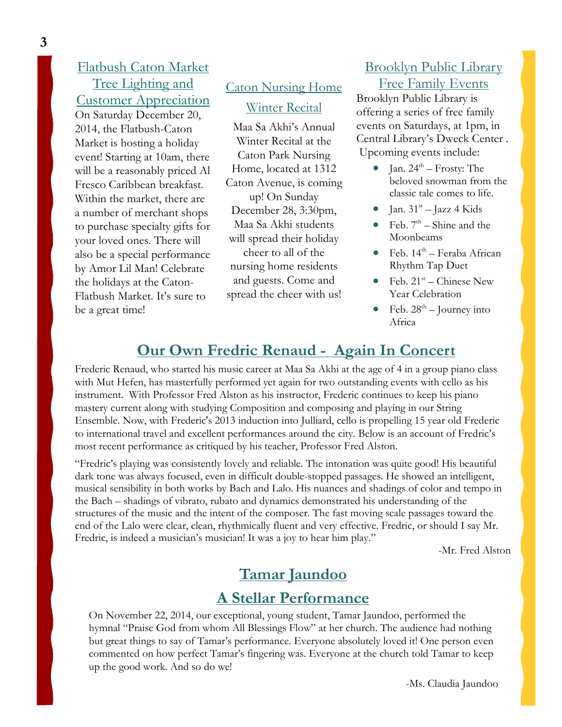## Flatbush Caton Market Tree Lighting and Customer Appreciation

On Saturday December 20, 2014, the Flatbush-Caton Market is hosting a holiday event! Starting at 10am, there will be a reasonably priced Al Fresco Caribbean breakfast. Within the market, there are a number of merchant shops to purchase specialty gifts for your loved ones. There will also be a special performance by Amor Lil Man! Celebrate the holidays at the Caton-Flatbush Market. It's sure to be a great time!

## Caton Nursing Home Winter Recital

Maa Sa Akhi's Annual Winter Recital at the Caton Park Nursing Home, located at 1312 Caton Avenue, is coming up! On Sunday December 28, 3:30pm, Maa Sa Akhi students will spread their holiday cheer to all of the nursing home residents and guests. Come and spread the cheer with us!

## Brooklyn Public Library Free Family Events

Brooklyn Public Library is offering a series of free family events on Saturdays, at 1pm, in Central Library's Dweck Center . Upcoming events include:

- Jan. 24th – Frosty: The beloved snowman from the classic tale comes to life.
- Jan. 31st – Jazz 4 Kids
- Feb. 7th – Shine and the Moonbeams
- Feb. 14th – Feraba African Rhythm Tap Duet
- Feb. 21st – Chinese New Year Celebration
- Feb. 28th – Journey into Africa

## Our Own Fredric Renaud - Again In Concert

Frederic Renaud, who started his music career at Maa Sa Akhi at the age of 4 in a group piano class with Mut Hefen, has masterfully performed yet again for two outstanding events with cello as his instrument. With Professor Fred Alston as his instructor, Frederic continues to keep his piano mastery current along with studying Composition and composing and playing in our String Ensemble. Now, with Frederic's 2013 induction into Julliard, cello is propelling 15 year old Frederic to international travel and excellent performances around the city. Below is an account of Fredric's most recent performance as critiqued by his teacher, Professor Fred Alston.

"Fredric's playing was consistently lovely and reliable. The intonation was quite good! His beautiful dark tone was always focused, even in difficult double-stopped passages. He showed an intelligent, musical sensibility in both works by Bach and Lalo. His nuances and shadings of color and tempo in the Bach – shadings of vibrato, rubato and dynamics demonstrated his understanding of the structures of the music and the intent of the composer. The fast moving scale passages toward the end of the Lalo were clear, clean, rhythmically fluent and very effective. Fredric, or should I say Mr. Fredric, is indeed a musician's musician! It was a joy to hear him play."

-Mr. Fred Alston

## Tamar Jaundoo

## A Stellar Performance

On November 22, 2014, our exceptional, young student, Tamar Jaundoo, performed the hymnal "Praise God from whom All Blessings Flow" at her church. The audience had nothing but great things to say of Tamar's performance. Everyone absolutely loved it! One person even commented on how perfect Tamar's fingering was. Everyone at the church told Tamar to keep up the good work. And so do we!

-Ms. Claudia Jaundoo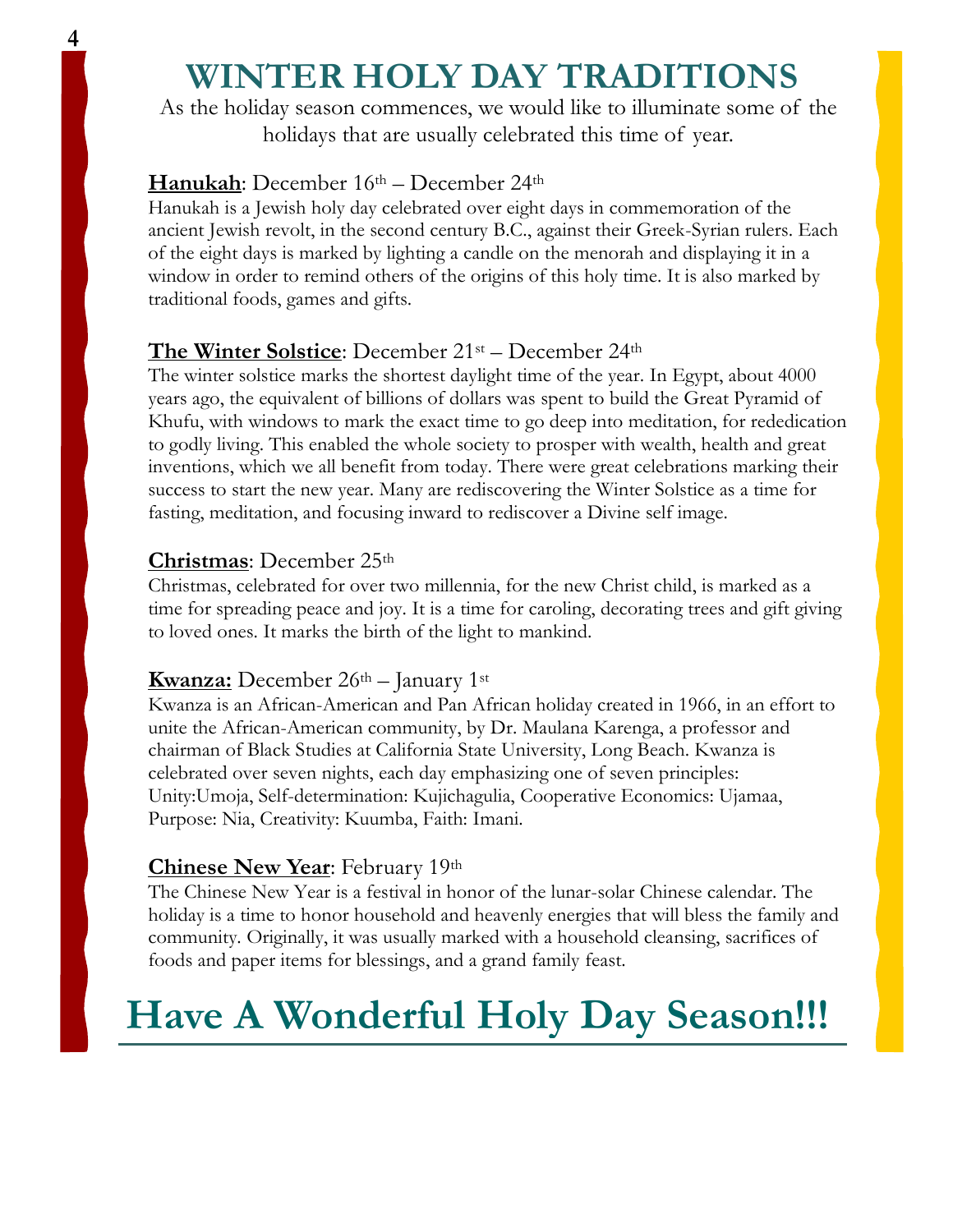# WINTER HOLY DAY TRADITIONS

As the holiday season commences, we would like to illuminate some of the holidays that are usually celebrated this time of year.

**Hanukah**: December 16th – December 24th

Hanukah is a Jewish holy day celebrated over eight days in commemoration of the ancient Jewish revolt, in the second century B.C., against their Greek-Syrian rulers. Each of the eight days is marked by lighting a candle on the menorah and displaying it in a window in order to remind others of the origins of this holy time. It is also marked by traditional foods, games and gifts.

**The Winter Solstice**: December 21st – December 24th

The winter solstice marks the shortest daylight time of the year. In Egypt, about 4000 years ago, the equivalent of billions of dollars was spent to build the Great Pyramid of Khufu, with windows to mark the exact time to go deep into meditation, for rededication to godly living. This enabled the whole society to prosper with wealth, health and great inventions, which we all benefit from today. There were great celebrations marking their success to start the new year. Many are rediscovering the Winter Solstice as a time for fasting, meditation, and focusing inward to rediscover a Divine self image.

**Christmas**: December 25th

Christmas, celebrated for over two millennia, for the new Christ child, is marked as a time for spreading peace and joy. It is a time for caroling, decorating trees and gift giving to loved ones. It marks the birth of the light to mankind.

**Kwanza:** December 26th – January 1st

Kwanza is an African-American and Pan African holiday created in 1966, in an effort to unite the African-American community, by Dr. Maulana Karenga, a professor and chairman of Black Studies at California State University, Long Beach. Kwanza is celebrated over seven nights, each day emphasizing one of seven principles: Unity:Umoja, Self-determination: Kujichagulia, Cooperative Economics: Ujamaa, Purpose: Nia, Creativity: Kuumba, Faith: Imani.

**Chinese New Year**: February 19th

The Chinese New Year is a festival in honor of the lunar-solar Chinese calendar. The holiday is a time to honor household and heavenly energies that will bless the family and community. Originally, it was usually marked with a household cleansing, sacrifices of foods and paper items for blessings, and a grand family feast.

# Have A Wonderful Holy Day Season!!!